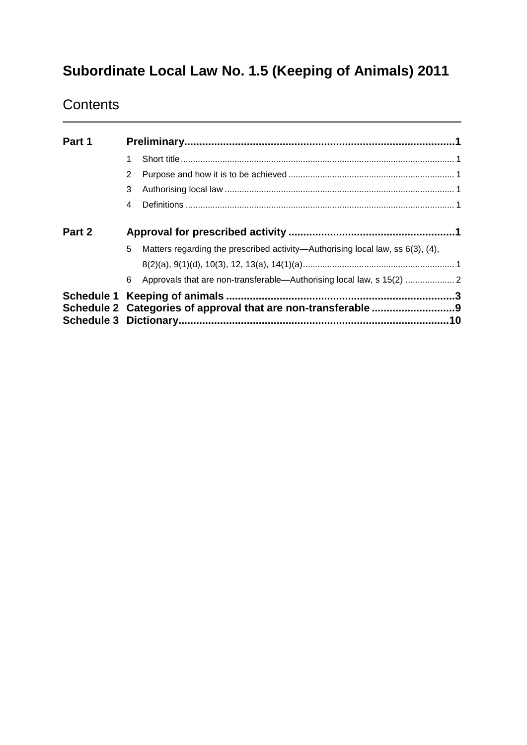# Subordinate Local Law No. 1.5 (Keeping of Animals) 2011

## Contents

| | | |
|---|---|---|
| **Part 1** | **Preliminary** | **1** |
| | 1 Short title | 1 |
| | 2 Purpose and how it is to be achieved | 1 |
| | 3 Authorising local law | 1 |
| | 4 Definitions | 1 |
| **Part 2** | **Approval for prescribed activity** | **1** |
| | 5 Matters regarding the prescribed activity—Authorising local law, ss 6(3), (4), 8(2)(a), 9(1)(d), 10(3), 12, 13(a), 14(1)(a) | 1 |
| | 6 Approvals that are non-transferable—Authorising local law, s 15(2) | 2 |
| **Schedule 1** | **Keeping of animals** | **3** |
| **Schedule 2** | **Categories of approval that are non-transferable** | **9** |
| **Schedule 3** | **Dictionary** | **10** |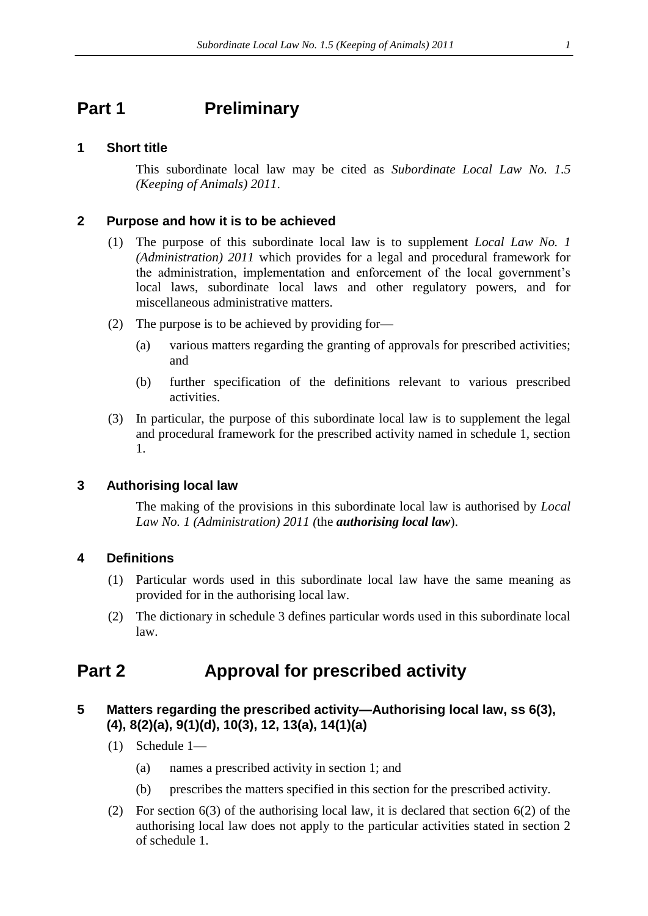# Part 1 Preliminary

## 1 Short title

This subordinate local law may be cited as *Subordinate Local Law No. 1.5 (Keeping of Animals) 2011*.

## 2 Purpose and how it is to be achieved

(1) The purpose of this subordinate local law is to supplement *Local Law No. 1 (Administration) 2011* which provides for a legal and procedural framework for the administration, implementation and enforcement of the local government's local laws, subordinate local laws and other regulatory powers, and for miscellaneous administrative matters.

(2) The purpose is to be achieved by providing for—

(a) various matters regarding the granting of approvals for prescribed activities; and

(b) further specification of the definitions relevant to various prescribed activities.

(3) In particular, the purpose of this subordinate local law is to supplement the legal and procedural framework for the prescribed activity named in schedule 1, section 1.

## 3 Authorising local law

The making of the provisions in this subordinate local law is authorised by *Local Law No. 1 (Administration) 2011* (the ***authorising local law***).

## 4 Definitions

(1) Particular words used in this subordinate local law have the same meaning as provided for in the authorising local law.

(2) The dictionary in schedule 3 defines particular words used in this subordinate local law.

# Part 2 Approval for prescribed activity

## 5 Matters regarding the prescribed activity—Authorising local law, ss 6(3), (4), 8(2)(a), 9(1)(d), 10(3), 12, 13(a), 14(1)(a)

(1) Schedule 1—

(a) names a prescribed activity in section 1; and

(b) prescribes the matters specified in this section for the prescribed activity.

(2) For section 6(3) of the authorising local law, it is declared that section 6(2) of the authorising local law does not apply to the particular activities stated in section 2 of schedule 1.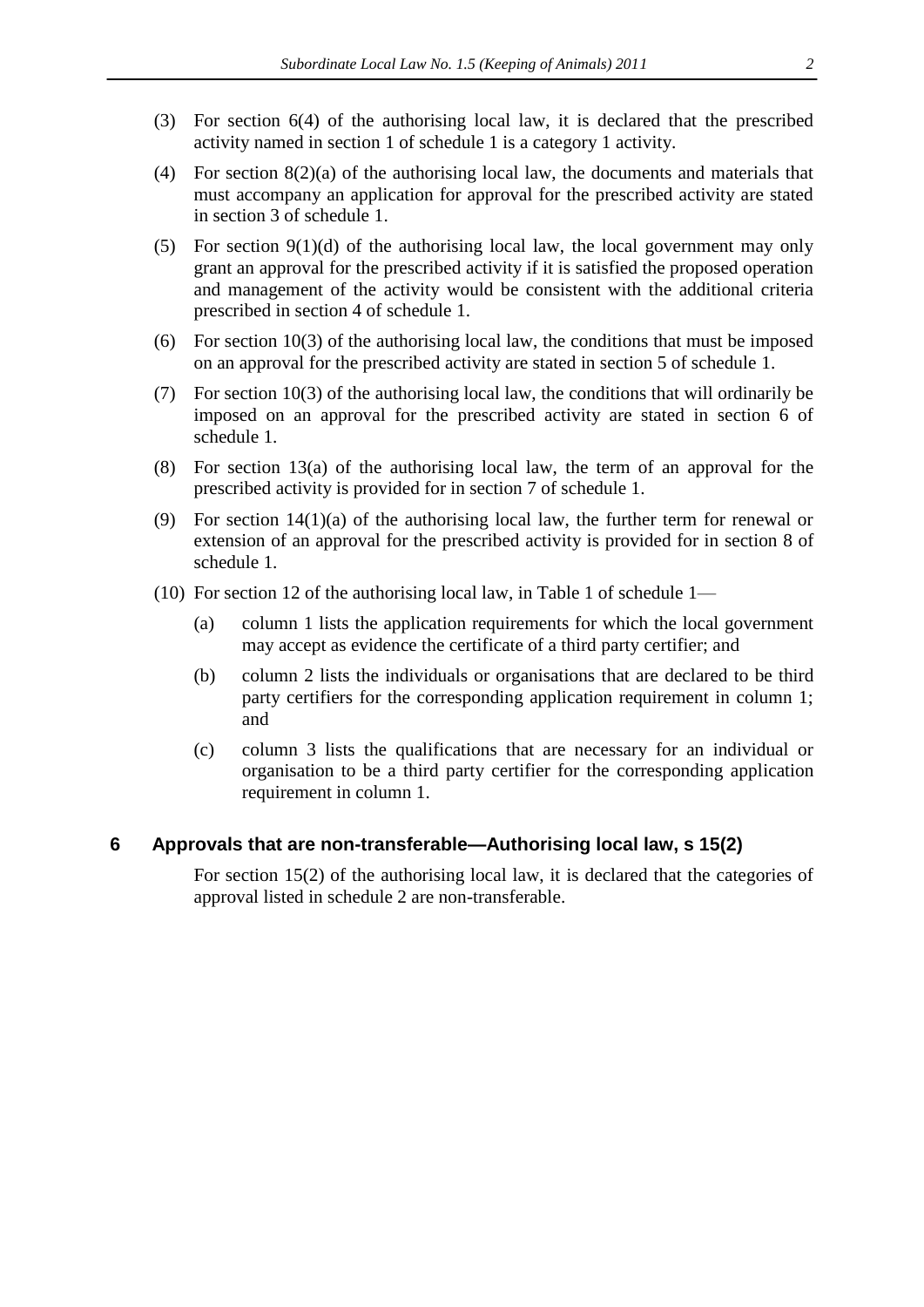(3) For section 6(4) of the authorising local law, it is declared that the prescribed activity named in section 1 of schedule 1 is a category 1 activity.

(4) For section 8(2)(a) of the authorising local law, the documents and materials that must accompany an application for approval for the prescribed activity are stated in section 3 of schedule 1.

(5) For section 9(1)(d) of the authorising local law, the local government may only grant an approval for the prescribed activity if it is satisfied the proposed operation and management of the activity would be consistent with the additional criteria prescribed in section 4 of schedule 1.

(6) For section 10(3) of the authorising local law, the conditions that must be imposed on an approval for the prescribed activity are stated in section 5 of schedule 1.

(7) For section 10(3) of the authorising local law, the conditions that will ordinarily be imposed on an approval for the prescribed activity are stated in section 6 of schedule 1.

(8) For section 13(a) of the authorising local law, the term of an approval for the prescribed activity is provided for in section 7 of schedule 1.

(9) For section 14(1)(a) of the authorising local law, the further term for renewal or extension of an approval for the prescribed activity is provided for in section 8 of schedule 1.

(10) For section 12 of the authorising local law, in Table 1 of schedule 1—

(a) column 1 lists the application requirements for which the local government may accept as evidence the certificate of a third party certifier; and

(b) column 2 lists the individuals or organisations that are declared to be third party certifiers for the corresponding application requirement in column 1; and

(c) column 3 lists the qualifications that are necessary for an individual or organisation to be a third party certifier for the corresponding application requirement in column 1.

## 6 Approvals that are non-transferable—Authorising local law, s 15(2)

For section 15(2) of the authorising local law, it is declared that the categories of approval listed in schedule 2 are non-transferable.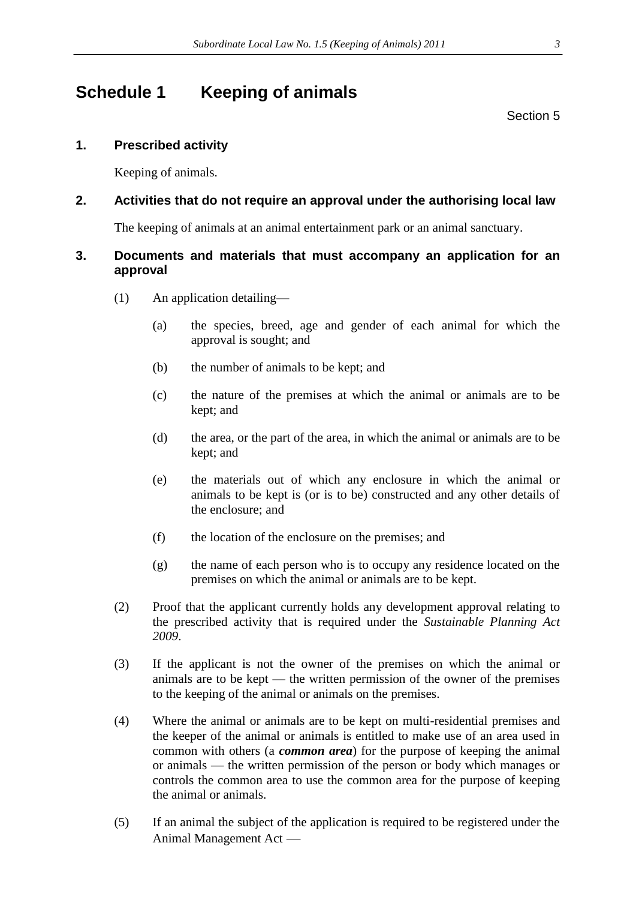# Schedule 1 Keeping of animals

Section 5

## 1. Prescribed activity

Keeping of animals.

## 2. Activities that do not require an approval under the authorising local law

The keeping of animals at an animal entertainment park or an animal sanctuary.

## 3. Documents and materials that must accompany an application for an approval

(1) An application detailing—

(a) the species, breed, age and gender of each animal for which the approval is sought; and

(b) the number of animals to be kept; and

(c) the nature of the premises at which the animal or animals are to be kept; and

(d) the area, or the part of the area, in which the animal or animals are to be kept; and

(e) the materials out of which any enclosure in which the animal or animals to be kept is (or is to be) constructed and any other details of the enclosure; and

(f) the location of the enclosure on the premises; and

(g) the name of each person who is to occupy any residence located on the premises on which the animal or animals are to be kept.

(2) Proof that the applicant currently holds any development approval relating to the prescribed activity that is required under the *Sustainable Planning Act 2009*.

(3) If the applicant is not the owner of the premises on which the animal or animals are to be kept — the written permission of the owner of the premises to the keeping of the animal or animals on the premises.

(4) Where the animal or animals are to be kept on multi-residential premises and the keeper of the animal or animals is entitled to make use of an area used in common with others (a ***common area***) for the purpose of keeping the animal or animals — the written permission of the person or body which manages or controls the common area to use the common area for the purpose of keeping the animal or animals.

(5) If an animal the subject of the application is required to be registered under the Animal Management Act —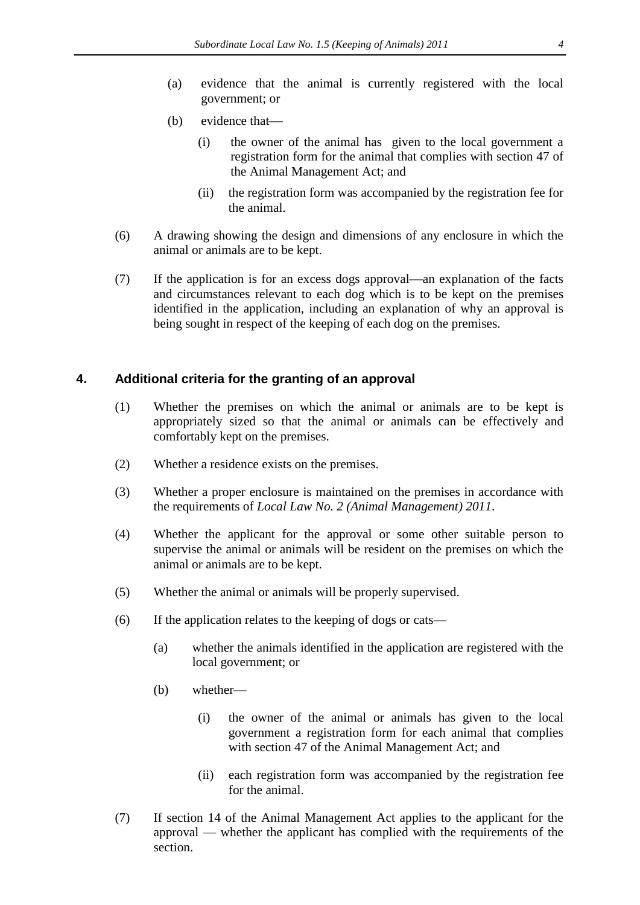(a) evidence that the animal is currently registered with the local government; or

(b) evidence that—

(i) the owner of the animal has given to the local government a registration form for the animal that complies with section 47 of the Animal Management Act; and

(ii) the registration form was accompanied by the registration fee for the animal.

(6) A drawing showing the design and dimensions of any enclosure in which the animal or animals are to be kept.

(7) If the application is for an excess dogs approval—an explanation of the facts and circumstances relevant to each dog which is to be kept on the premises identified in the application, including an explanation of why an approval is being sought in respect of the keeping of each dog on the premises.

## 4. Additional criteria for the granting of an approval

(1) Whether the premises on which the animal or animals are to be kept is appropriately sized so that the animal or animals can be effectively and comfortably kept on the premises.

(2) Whether a residence exists on the premises.

(3) Whether a proper enclosure is maintained on the premises in accordance with the requirements of *Local Law No. 2 (Animal Management) 2011*.

(4) Whether the applicant for the approval or some other suitable person to supervise the animal or animals will be resident on the premises on which the animal or animals are to be kept.

(5) Whether the animal or animals will be properly supervised.

(6) If the application relates to the keeping of dogs or cats—

(a) whether the animals identified in the application are registered with the local government; or

(b) whether—

(i) the owner of the animal or animals has given to the local government a registration form for each animal that complies with section 47 of the Animal Management Act; and

(ii) each registration form was accompanied by the registration fee for the animal.

(7) If section 14 of the Animal Management Act applies to the applicant for the approval — whether the applicant has complied with the requirements of the section.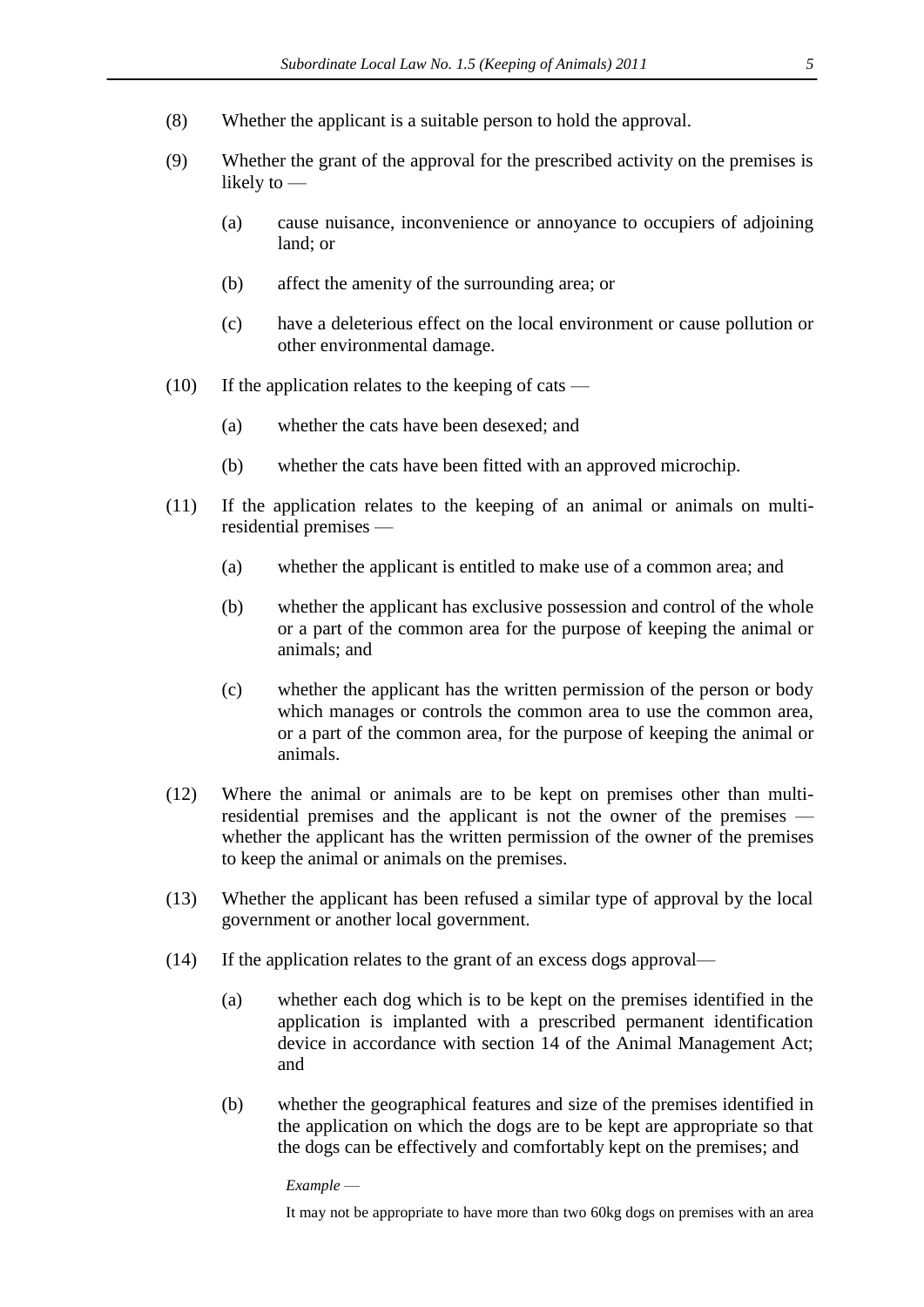(8) Whether the applicant is a suitable person to hold the approval.

(9) Whether the grant of the approval for the prescribed activity on the premises is likely to —

  (a) cause nuisance, inconvenience or annoyance to occupiers of adjoining land; or

  (b) affect the amenity of the surrounding area; or

  (c) have a deleterious effect on the local environment or cause pollution or other environmental damage.

(10) If the application relates to the keeping of cats —

  (a) whether the cats have been desexed; and

  (b) whether the cats have been fitted with an approved microchip.

(11) If the application relates to the keeping of an animal or animals on multi-residential premises —

  (a) whether the applicant is entitled to make use of a common area; and

  (b) whether the applicant has exclusive possession and control of the whole or a part of the common area for the purpose of keeping the animal or animals; and

  (c) whether the applicant has the written permission of the person or body which manages or controls the common area to use the common area, or a part of the common area, for the purpose of keeping the animal or animals.

(12) Where the animal or animals are to be kept on premises other than multi-residential premises and the applicant is not the owner of the premises — whether the applicant has the written permission of the owner of the premises to keep the animal or animals on the premises.

(13) Whether the applicant has been refused a similar type of approval by the local government or another local government.

(14) If the application relates to the grant of an excess dogs approval—

  (a) whether each dog which is to be kept on the premises identified in the application is implanted with a prescribed permanent identification device in accordance with section 14 of the Animal Management Act; and

  (b) whether the geographical features and size of the premises identified in the application on which the dogs are to be kept are appropriate so that the dogs can be effectively and comfortably kept on the premises; and

*Example* —

It may not be appropriate to have more than two 60kg dogs on premises with an area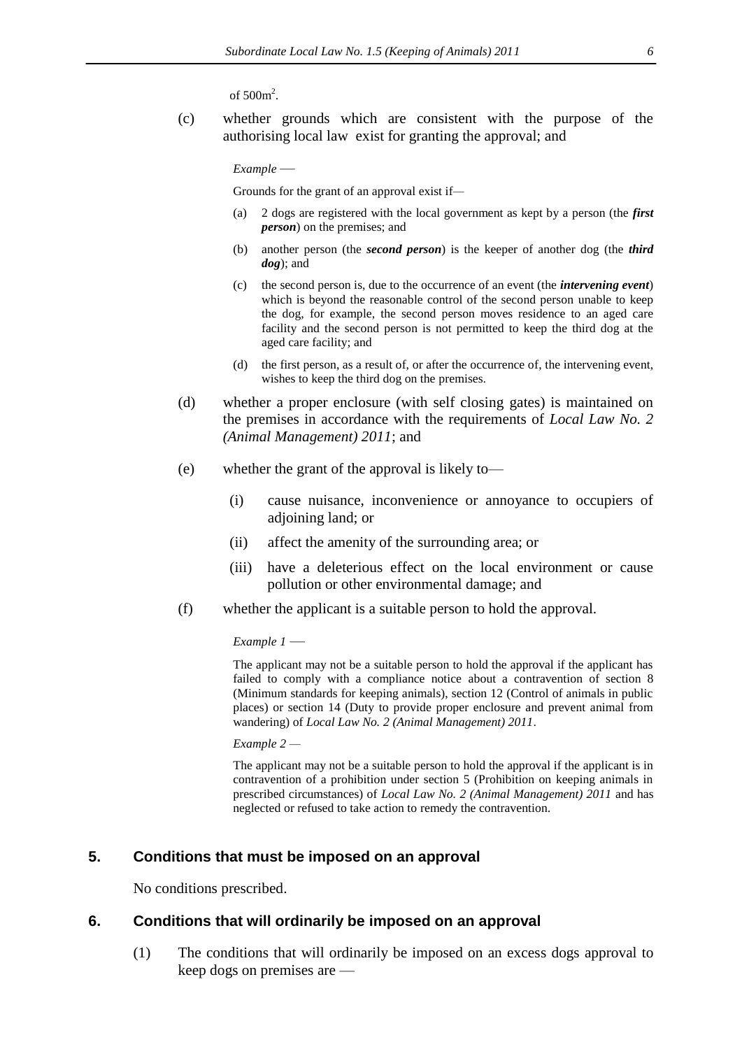of $500m^2$.

(c) whether grounds which are consistent with the purpose of the authorising local law exist for granting the approval; and

*Example* —

Grounds for the grant of an approval exist if—

(a) 2 dogs are registered with the local government as kept by a person (the ***first person***) on the premises; and

(b) another person (the ***second person***) is the keeper of another dog (the ***third dog***); and

(c) the second person is, due to the occurrence of an event (the ***intervening event***) which is beyond the reasonable control of the second person unable to keep the dog, for example, the second person moves residence to an aged care facility and the second person is not permitted to keep the third dog at the aged care facility; and

(d) the first person, as a result of, or after the occurrence of, the intervening event, wishes to keep the third dog on the premises.

(d) whether a proper enclosure (with self closing gates) is maintained on the premises in accordance with the requirements of *Local Law No. 2 (Animal Management) 2011*; and

(e) whether the grant of the approval is likely to—

(i) cause nuisance, inconvenience or annoyance to occupiers of adjoining land; or

(ii) affect the amenity of the surrounding area; or

(iii) have a deleterious effect on the local environment or cause pollution or other environmental damage; and

(f) whether the applicant is a suitable person to hold the approval.

*Example 1* —

The applicant may not be a suitable person to hold the approval if the applicant has failed to comply with a compliance notice about a contravention of section 8 (Minimum standards for keeping animals), section 12 (Control of animals in public places) or section 14 (Duty to provide proper enclosure and prevent animal from wandering) of *Local Law No. 2 (Animal Management) 2011*.

*Example 2* —

The applicant may not be a suitable person to hold the approval if the applicant is in contravention of a prohibition under section 5 (Prohibition on keeping animals in prescribed circumstances) of *Local Law No. 2 (Animal Management) 2011* and has neglected or refused to take action to remedy the contravention.

## 5. Conditions that must be imposed on an approval

No conditions prescribed.

## 6. Conditions that will ordinarily be imposed on an approval

(1) The conditions that will ordinarily be imposed on an excess dogs approval to keep dogs on premises are —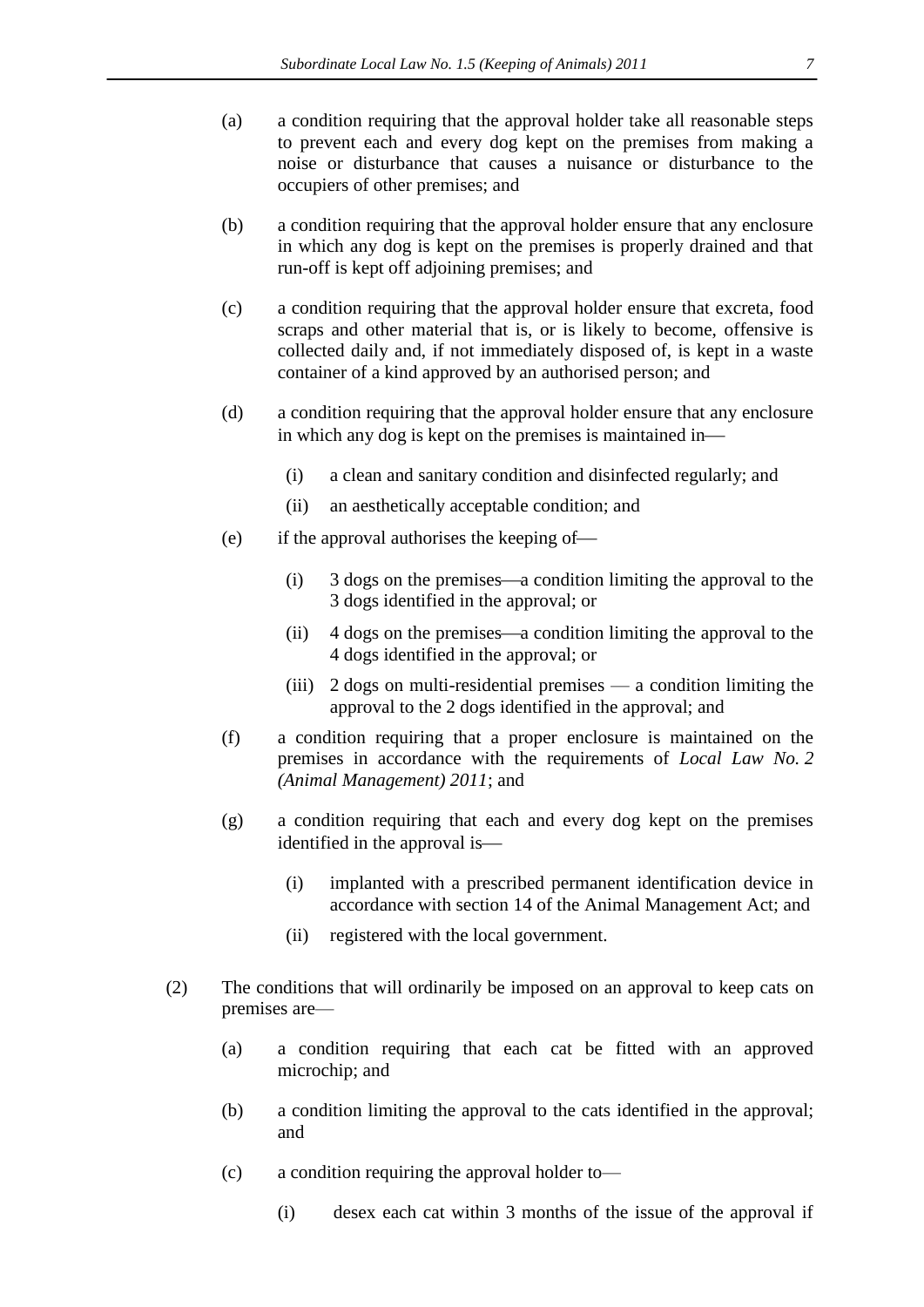(a) a condition requiring that the approval holder take all reasonable steps to prevent each and every dog kept on the premises from making a noise or disturbance that causes a nuisance or disturbance to the occupiers of other premises; and

(b) a condition requiring that the approval holder ensure that any enclosure in which any dog is kept on the premises is properly drained and that run-off is kept off adjoining premises; and

(c) a condition requiring that the approval holder ensure that excreta, food scraps and other material that is, or is likely to become, offensive is collected daily and, if not immediately disposed of, is kept in a waste container of a kind approved by an authorised person; and

(d) a condition requiring that the approval holder ensure that any enclosure in which any dog is kept on the premises is maintained in—

  (i) a clean and sanitary condition and disinfected regularly; and

  (ii) an aesthetically acceptable condition; and

(e) if the approval authorises the keeping of—

  (i) 3 dogs on the premises—a condition limiting the approval to the 3 dogs identified in the approval; or

  (ii) 4 dogs on the premises—a condition limiting the approval to the 4 dogs identified in the approval; or

  (iii) 2 dogs on multi-residential premises — a condition limiting the approval to the 2 dogs identified in the approval; and

(f) a condition requiring that a proper enclosure is maintained on the premises in accordance with the requirements of *Local Law No. 2 (Animal Management) 2011*; and

(g) a condition requiring that each and every dog kept on the premises identified in the approval is—

  (i) implanted with a prescribed permanent identification device in accordance with section 14 of the Animal Management Act; and

  (ii) registered with the local government.

(2) The conditions that will ordinarily be imposed on an approval to keep cats on premises are—

(a) a condition requiring that each cat be fitted with an approved microchip; and

(b) a condition limiting the approval to the cats identified in the approval; and

(c) a condition requiring the approval holder to—

  (i) desex each cat within 3 months of the issue of the approval if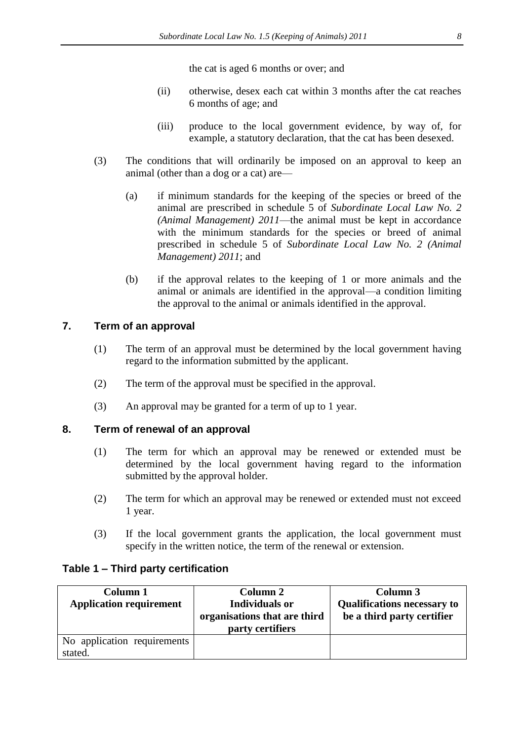the cat is aged 6 months or over; and

(ii) otherwise, desex each cat within 3 months after the cat reaches 6 months of age; and

(iii) produce to the local government evidence, by way of, for example, a statutory declaration, that the cat has been desexed.

(3) The conditions that will ordinarily be imposed on an approval to keep an animal (other than a dog or a cat) are—

(a) if minimum standards for the keeping of the species or breed of the animal are prescribed in schedule 5 of *Subordinate Local Law No. 2 (Animal Management) 2011*—the animal must be kept in accordance with the minimum standards for the species or breed of animal prescribed in schedule 5 of *Subordinate Local Law No. 2 (Animal Management) 2011*; and

(b) if the approval relates to the keeping of 1 or more animals and the animal or animals are identified in the approval—a condition limiting the approval to the animal or animals identified in the approval.

## 7. Term of an approval

(1) The term of an approval must be determined by the local government having regard to the information submitted by the applicant.

(2) The term of the approval must be specified in the approval.

(3) An approval may be granted for a term of up to 1 year.

## 8. Term of renewal of an approval

(1) The term for which an approval may be renewed or extended must be determined by the local government having regard to the information submitted by the approval holder.

(2) The term for which an approval may be renewed or extended must not exceed 1 year.

(3) If the local government grants the application, the local government must specify in the written notice, the term of the renewal or extension.

### Table 1 – Third party certification

| Column 1<br>Application requirement | Column 2<br>Individuals or organisations that are third party certifiers | Column 3<br>Qualifications necessary to be a third party certifier |
|---|---|---|
| No application requirements stated. | | |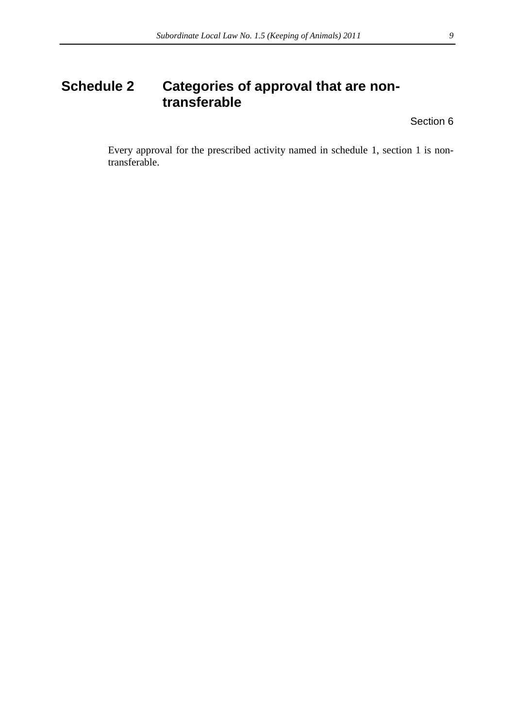## Schedule 2 Categories of approval that are non-transferable

Section 6

Every approval for the prescribed activity named in schedule 1, section 1 is non-transferable.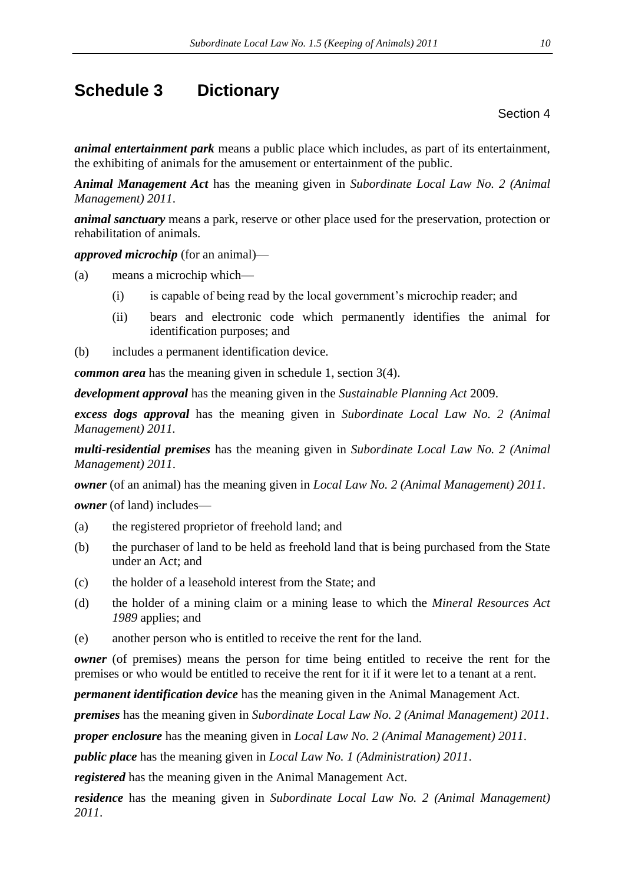# Schedule 3 Dictionary

Section 4

***animal entertainment park*** means a public place which includes, as part of its entertainment, the exhibiting of animals for the amusement or entertainment of the public.

***Animal Management Act*** has the meaning given in *Subordinate Local Law No. 2 (Animal Management) 2011*.

***animal sanctuary*** means a park, reserve or other place used for the preservation, protection or rehabilitation of animals.

***approved microchip*** (for an animal)—

(a) means a microchip which—

  (i) is capable of being read by the local government's microchip reader; and

  (ii) bears and electronic code which permanently identifies the animal for identification purposes; and

(b) includes a permanent identification device.

***common area*** has the meaning given in schedule 1, section 3(4).

***development approval*** has the meaning given in the *Sustainable Planning Act* 2009.

***excess dogs approval*** has the meaning given in *Subordinate Local Law No. 2 (Animal Management) 2011.*

***multi-residential premises*** has the meaning given in *Subordinate Local Law No. 2 (Animal Management) 2011*.

***owner*** (of an animal) has the meaning given in *Local Law No. 2 (Animal Management) 2011*.

***owner*** (of land) includes—

(a) the registered proprietor of freehold land; and

(b) the purchaser of land to be held as freehold land that is being purchased from the State under an Act; and

(c) the holder of a leasehold interest from the State; and

(d) the holder of a mining claim or a mining lease to which the *Mineral Resources Act 1989* applies; and

(e) another person who is entitled to receive the rent for the land.

***owner*** (of premises) means the person for time being entitled to receive the rent for the premises or who would be entitled to receive the rent for it if it were let to a tenant at a rent.

***permanent identification device*** has the meaning given in the Animal Management Act.

***premises*** has the meaning given in *Subordinate Local Law No. 2 (Animal Management) 2011*.

***proper enclosure*** has the meaning given in *Local Law No. 2 (Animal Management) 2011*.

***public place*** has the meaning given in *Local Law No. 1 (Administration) 2011*.

***registered*** has the meaning given in the Animal Management Act.

***residence*** has the meaning given in *Subordinate Local Law No. 2 (Animal Management) 2011*.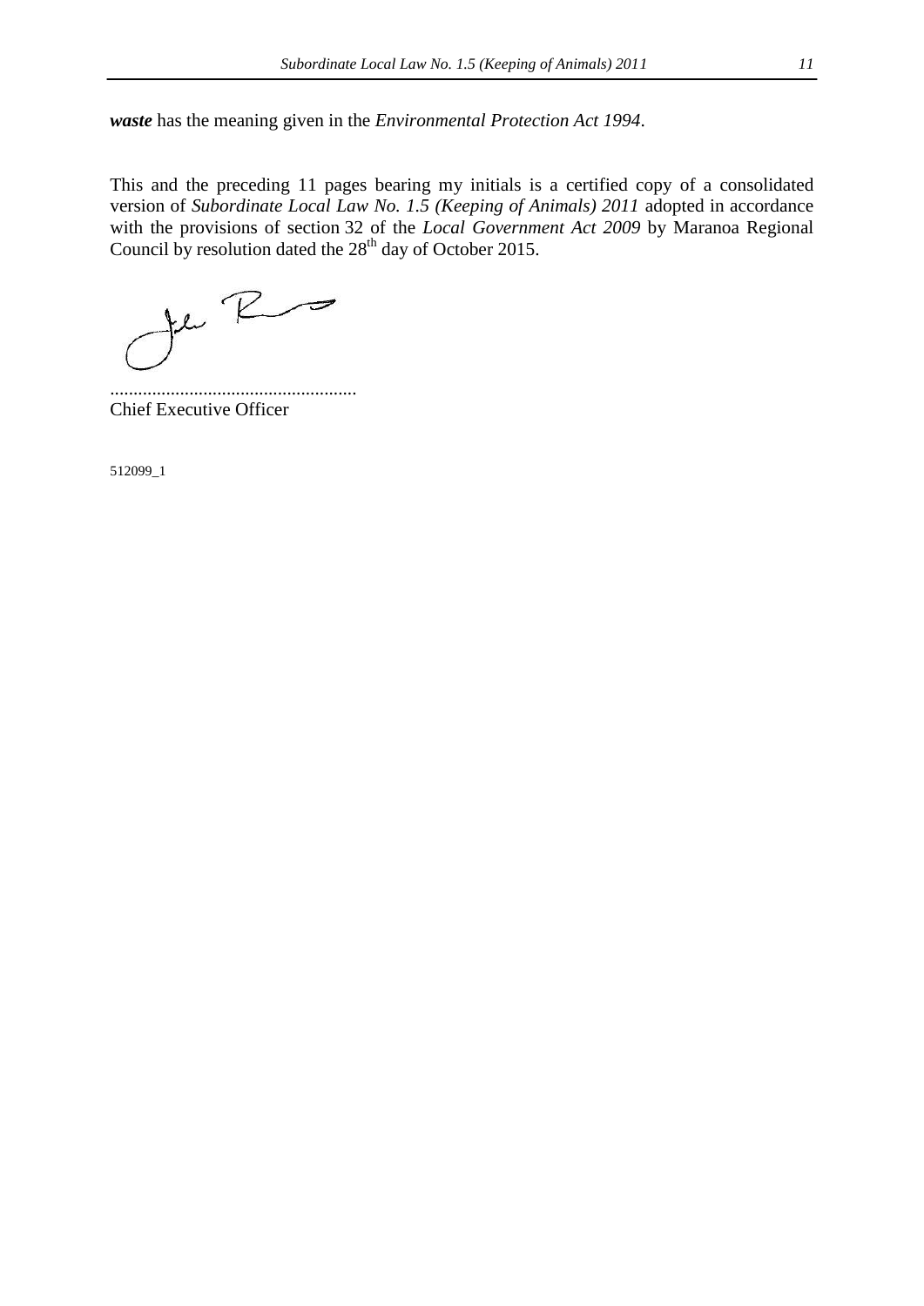***waste*** has the meaning given in the *Environmental Protection Act 1994*.

This and the preceding 11 pages bearing my initials is a certified copy of a consolidated version of *Subordinate Local Law No. 1.5 (Keeping of Animals) 2011* adopted in accordance with the provisions of section 32 of the *Local Government Act 2009* by Maranoa Regional Council by resolution dated the 28th day of October 2015.

.....................................................

Chief Executive Officer

512099_1